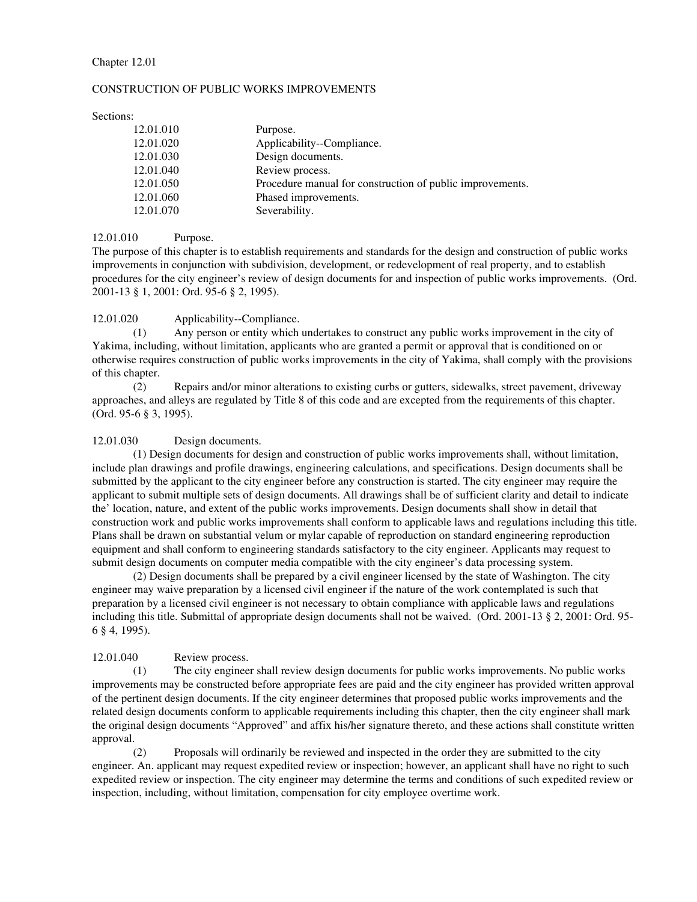Chapter 12.01

# CONSTRUCTION OF PUBLIC WORKS IMPROVEMENTS

Sections:

| | |
|---|---|
| 12.01.010 | Purpose. |
| 12.01.020 | Applicability--Compliance. |
| 12.01.030 | Design documents. |
| 12.01.040 | Review process. |
| 12.01.050 | Procedure manual for construction of public improvements. |
| 12.01.060 | Phased improvements. |
| 12.01.070 | Severability. |

## 12.01.010 Purpose.

The purpose of this chapter is to establish requirements and standards for the design and construction of public works improvements in conjunction with subdivision, development, or redevelopment of real property, and to establish procedures for the city engineer's review of design documents for and inspection of public works improvements. (Ord. 2001-13 § 1, 2001: Ord. 95-6 § 2, 1995).

## 12.01.020 Applicability--Compliance.

(1) Any person or entity which undertakes to construct any public works improvement in the city of Yakima, including, without limitation, applicants who are granted a permit or approval that is conditioned on or otherwise requires construction of public works improvements in the city of Yakima, shall comply with the provisions of this chapter.

(2) Repairs and/or minor alterations to existing curbs or gutters, sidewalks, street pavement, driveway approaches, and alleys are regulated by Title 8 of this code and are excepted from the requirements of this chapter. (Ord. 95-6 § 3, 1995).

## 12.01.030 Design documents.

(1) Design documents for design and construction of public works improvements shall, without limitation, include plan drawings and profile drawings, engineering calculations, and specifications. Design documents shall be submitted by the applicant to the city engineer before any construction is started. The city engineer may require the applicant to submit multiple sets of design documents. All drawings shall be of sufficient clarity and detail to indicate the' location, nature, and extent of the public works improvements. Design documents shall show in detail that construction work and public works improvements shall conform to applicable laws and regulations including this title. Plans shall be drawn on substantial velum or mylar capable of reproduction on standard engineering reproduction equipment and shall conform to engineering standards satisfactory to the city engineer. Applicants may request to submit design documents on computer media compatible with the city engineer's data processing system.

(2) Design documents shall be prepared by a civil engineer licensed by the state of Washington. The city engineer may waive preparation by a licensed civil engineer if the nature of the work contemplated is such that preparation by a licensed civil engineer is not necessary to obtain compliance with applicable laws and regulations including this title. Submittal of appropriate design documents shall not be waived. (Ord. 2001-13 § 2, 2001: Ord. 95-6 § 4, 1995).

## 12.01.040 Review process.

(1) The city engineer shall review design documents for public works improvements. No public works improvements may be constructed before appropriate fees are paid and the city engineer has provided written approval of the pertinent design documents. If the city engineer determines that proposed public works improvements and the related design documents conform to applicable requirements including this chapter, then the city engineer shall mark the original design documents "Approved" and affix his/her signature thereto, and these actions shall constitute written approval.

(2) Proposals will ordinarily be reviewed and inspected in the order they are submitted to the city engineer. An. applicant may request expedited review or inspection; however, an applicant shall have no right to such expedited review or inspection. The city engineer may determine the terms and conditions of such expedited review or inspection, including, without limitation, compensation for city employee overtime work.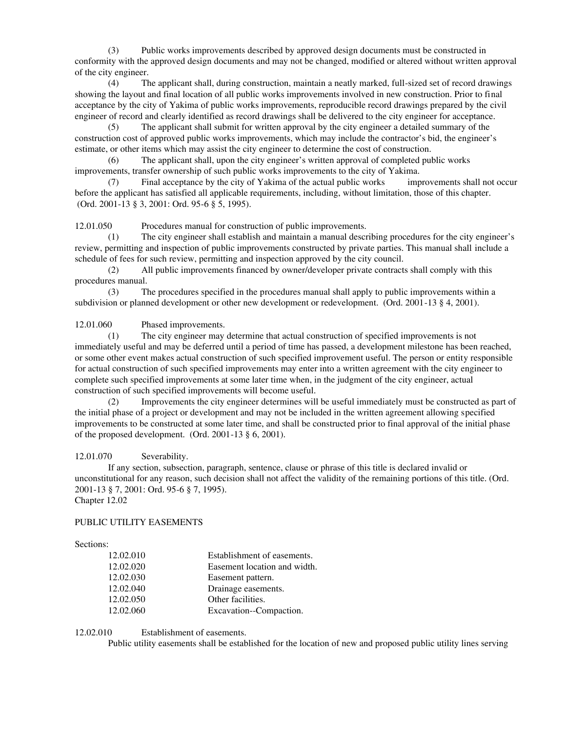(3) Public works improvements described by approved design documents must be constructed in conformity with the approved design documents and may not be changed, modified or altered without written approval of the city engineer.

(4) The applicant shall, during construction, maintain a neatly marked, full-sized set of record drawings showing the layout and final location of all public works improvements involved in new construction. Prior to final acceptance by the city of Yakima of public works improvements, reproducible record drawings prepared by the civil engineer of record and clearly identified as record drawings shall be delivered to the city engineer for acceptance.

(5) The applicant shall submit for written approval by the city engineer a detailed summary of the construction cost of approved public works improvements, which may include the contractor's bid, the engineer's estimate, or other items which may assist the city engineer to determine the cost of construction.

(6) The applicant shall, upon the city engineer's written approval of completed public works improvements, transfer ownership of such public works improvements to the city of Yakima.

(7) Final acceptance by the city of Yakima of the actual public works improvements shall not occur before the applicant has satisfied all applicable requirements, including, without limitation, those of this chapter. (Ord. 2001-13 § 3, 2001: Ord. 95-6 § 5, 1995).

12.01.050 Procedures manual for construction of public improvements.

(1) The city engineer shall establish and maintain a manual describing procedures for the city engineer's review, permitting and inspection of public improvements constructed by private parties. This manual shall include a schedule of fees for such review, permitting and inspection approved by the city council.

(2) All public improvements financed by owner/developer private contracts shall comply with this procedures manual.

(3) The procedures specified in the procedures manual shall apply to public improvements within a subdivision or planned development or other new development or redevelopment. (Ord. 2001-13 § 4, 2001).

12.01.060 Phased improvements.

(1) The city engineer may determine that actual construction of specified improvements is not immediately useful and may be deferred until a period of time has passed, a development milestone has been reached, or some other event makes actual construction of such specified improvement useful. The person or entity responsible for actual construction of such specified improvements may enter into a written agreement with the city engineer to complete such specified improvements at some later time when, in the judgment of the city engineer, actual construction of such specified improvements will become useful.

(2) Improvements the city engineer determines will be useful immediately must be constructed as part of the initial phase of a project or development and may not be included in the written agreement allowing specified improvements to be constructed at some later time, and shall be constructed prior to final approval of the initial phase of the proposed development. (Ord. 2001-13 § 6, 2001).

12.01.070 Severability.

If any section, subsection, paragraph, sentence, clause or phrase of this title is declared invalid or unconstitutional for any reason, such decision shall not affect the validity of the remaining portions of this title. (Ord. 2001-13 § 7, 2001: Ord. 95-6 § 7, 1995).

Chapter 12.02

PUBLIC UTILITY EASEMENTS

Sections:

| | |
|---|---|
| 12.02.010 | Establishment of easements. |
| 12.02.020 | Easement location and width. |
| 12.02.030 | Easement pattern. |
| 12.02.040 | Drainage easements. |
| 12.02.050 | Other facilities. |
| 12.02.060 | Excavation--Compaction. |

12.02.010 Establishment of easements.

Public utility easements shall be established for the location of new and proposed public utility lines serving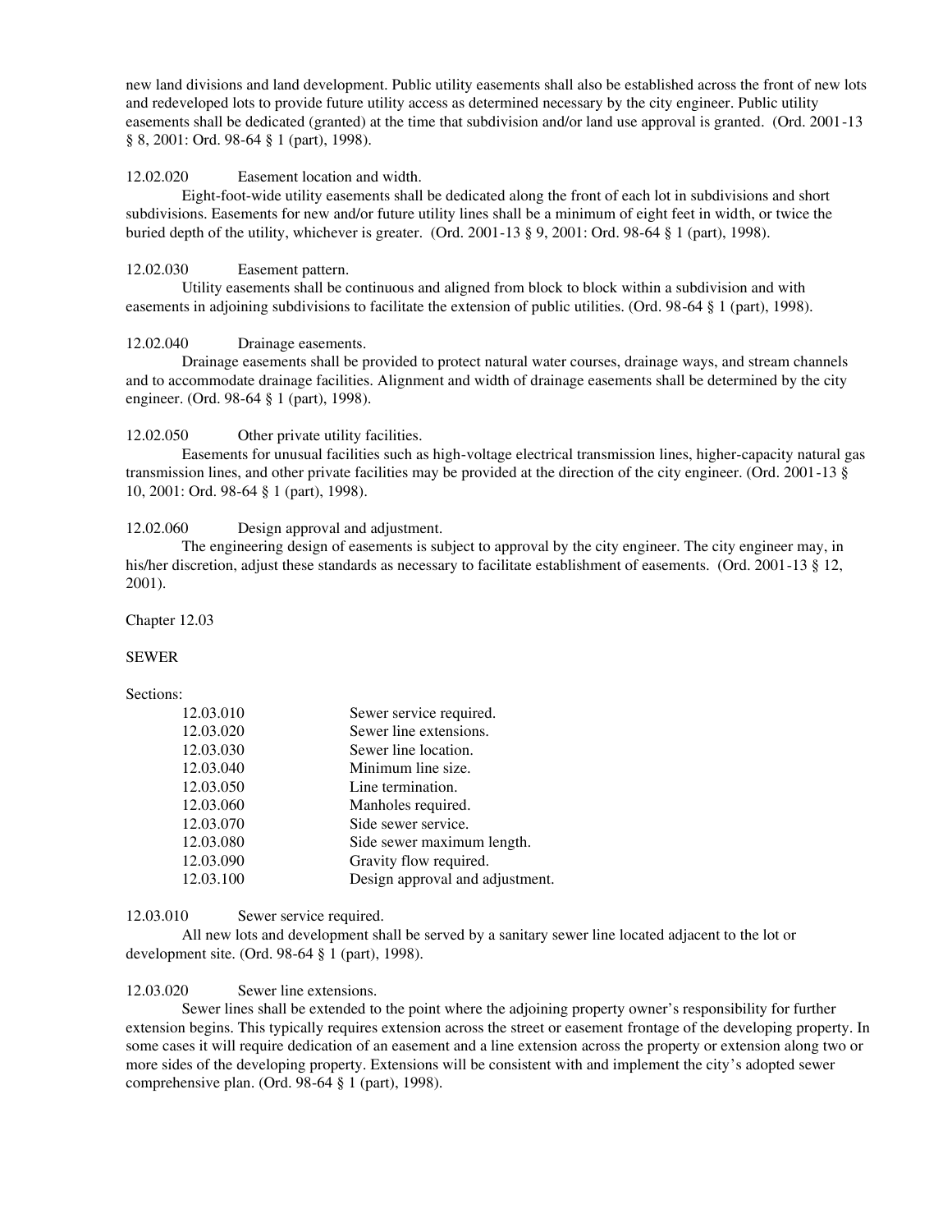new land divisions and land development. Public utility easements shall also be established across the front of new lots and redeveloped lots to provide future utility access as determined necessary by the city engineer. Public utility easements shall be dedicated (granted) at the time that subdivision and/or land use approval is granted. (Ord. 2001-13 § 8, 2001: Ord. 98-64 § 1 (part), 1998).

12.02.020 Easement location and width.

Eight-foot-wide utility easements shall be dedicated along the front of each lot in subdivisions and short subdivisions. Easements for new and/or future utility lines shall be a minimum of eight feet in width, or twice the buried depth of the utility, whichever is greater. (Ord. 2001-13 § 9, 2001: Ord. 98-64 § 1 (part), 1998).

12.02.030 Easement pattern.

Utility easements shall be continuous and aligned from block to block within a subdivision and with easements in adjoining subdivisions to facilitate the extension of public utilities. (Ord. 98-64 § 1 (part), 1998).

12.02.040 Drainage easements.

Drainage easements shall be provided to protect natural water courses, drainage ways, and stream channels and to accommodate drainage facilities. Alignment and width of drainage easements shall be determined by the city engineer. (Ord. 98-64 § 1 (part), 1998).

12.02.050 Other private utility facilities.

Easements for unusual facilities such as high-voltage electrical transmission lines, higher-capacity natural gas transmission lines, and other private facilities may be provided at the direction of the city engineer. (Ord. 2001-13 § 10, 2001: Ord. 98-64 § 1 (part), 1998).

12.02.060 Design approval and adjustment.

The engineering design of easements is subject to approval by the city engineer. The city engineer may, in his/her discretion, adjust these standards as necessary to facilitate establishment of easements. (Ord. 2001-13 § 12, 2001).

Chapter 12.03

SEWER

Sections:

| | |
|---|---|
| 12.03.010 | Sewer service required. |
| 12.03.020 | Sewer line extensions. |
| 12.03.030 | Sewer line location. |
| 12.03.040 | Minimum line size. |
| 12.03.050 | Line termination. |
| 12.03.060 | Manholes required. |
| 12.03.070 | Side sewer service. |
| 12.03.080 | Side sewer maximum length. |
| 12.03.090 | Gravity flow required. |
| 12.03.100 | Design approval and adjustment. |

12.03.010 Sewer service required.

All new lots and development shall be served by a sanitary sewer line located adjacent to the lot or development site. (Ord. 98-64 § 1 (part), 1998).

12.03.020 Sewer line extensions.

Sewer lines shall be extended to the point where the adjoining property owner's responsibility for further extension begins. This typically requires extension across the street or easement frontage of the developing property. In some cases it will require dedication of an easement and a line extension across the property or extension along two or more sides of the developing property. Extensions will be consistent with and implement the city's adopted sewer comprehensive plan. (Ord. 98-64 § 1 (part), 1998).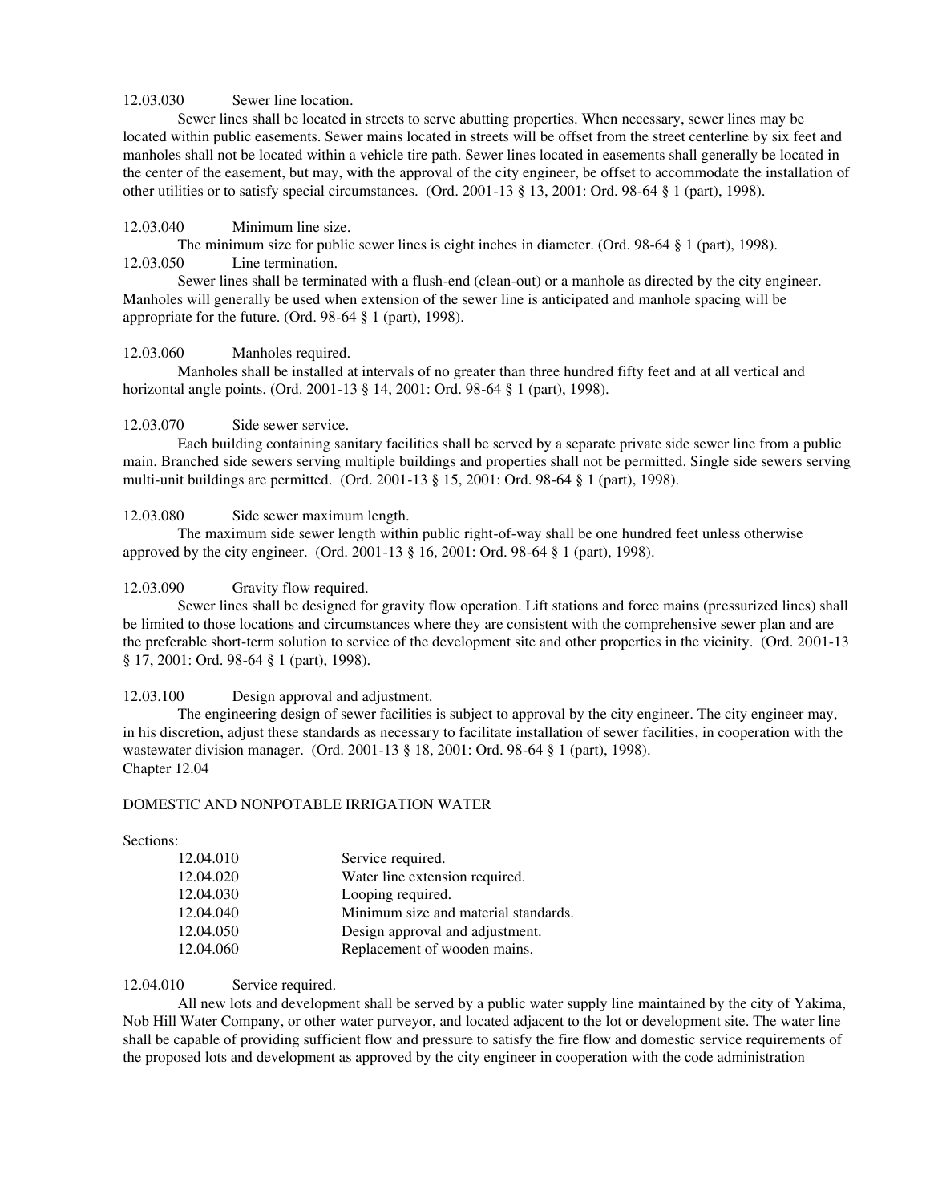12.03.030 Sewer line location.

Sewer lines shall be located in streets to serve abutting properties. When necessary, sewer lines may be located within public easements. Sewer mains located in streets will be offset from the street centerline by six feet and manholes shall not be located within a vehicle tire path. Sewer lines located in easements shall generally be located in the center of the easement, but may, with the approval of the city engineer, be offset to accommodate the installation of other utilities or to satisfy special circumstances. (Ord. 2001-13 § 13, 2001: Ord. 98-64 § 1 (part), 1998).

12.03.040 Minimum line size.

The minimum size for public sewer lines is eight inches in diameter. (Ord. 98-64 § 1 (part), 1998).

12.03.050 Line termination.

Sewer lines shall be terminated with a flush-end (clean-out) or a manhole as directed by the city engineer. Manholes will generally be used when extension of the sewer line is anticipated and manhole spacing will be appropriate for the future. (Ord. 98-64 § 1 (part), 1998).

12.03.060 Manholes required.

Manholes shall be installed at intervals of no greater than three hundred fifty feet and at all vertical and horizontal angle points. (Ord. 2001-13 § 14, 2001: Ord. 98-64 § 1 (part), 1998).

12.03.070 Side sewer service.

Each building containing sanitary facilities shall be served by a separate private side sewer line from a public main. Branched side sewers serving multiple buildings and properties shall not be permitted. Single side sewers serving multi-unit buildings are permitted. (Ord. 2001-13 § 15, 2001: Ord. 98-64 § 1 (part), 1998).

12.03.080 Side sewer maximum length.

The maximum side sewer length within public right-of-way shall be one hundred feet unless otherwise approved by the city engineer. (Ord. 2001-13 § 16, 2001: Ord. 98-64 § 1 (part), 1998).

12.03.090 Gravity flow required.

Sewer lines shall be designed for gravity flow operation. Lift stations and force mains (pressurized lines) shall be limited to those locations and circumstances where they are consistent with the comprehensive sewer plan and are the preferable short-term solution to service of the development site and other properties in the vicinity. (Ord. 2001-13 § 17, 2001: Ord. 98-64 § 1 (part), 1998).

12.03.100 Design approval and adjustment.

The engineering design of sewer facilities is subject to approval by the city engineer. The city engineer may, in his discretion, adjust these standards as necessary to facilitate installation of sewer facilities, in cooperation with the wastewater division manager. (Ord. 2001-13 § 18, 2001: Ord. 98-64 § 1 (part), 1998).

Chapter 12.04

DOMESTIC AND NONPOTABLE IRRIGATION WATER

Sections:

| | |
|---|---|
| 12.04.010 | Service required. |
| 12.04.020 | Water line extension required. |
| 12.04.030 | Looping required. |
| 12.04.040 | Minimum size and material standards. |
| 12.04.050 | Design approval and adjustment. |
| 12.04.060 | Replacement of wooden mains. |

12.04.010 Service required.

All new lots and development shall be served by a public water supply line maintained by the city of Yakima, Nob Hill Water Company, or other water purveyor, and located adjacent to the lot or development site. The water line shall be capable of providing sufficient flow and pressure to satisfy the fire flow and domestic service requirements of the proposed lots and development as approved by the city engineer in cooperation with the code administration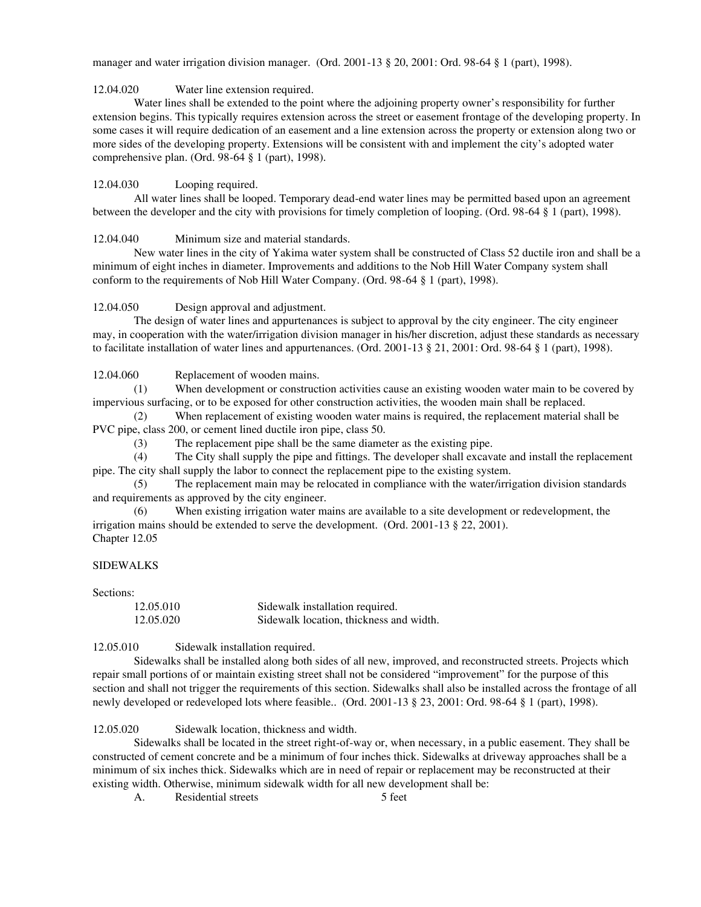manager and water irrigation division manager. (Ord. 2001-13 § 20, 2001: Ord. 98-64 § 1 (part), 1998).

12.04.020 Water line extension required.

Water lines shall be extended to the point where the adjoining property owner's responsibility for further extension begins. This typically requires extension across the street or easement frontage of the developing property. In some cases it will require dedication of an easement and a line extension across the property or extension along two or more sides of the developing property. Extensions will be consistent with and implement the city's adopted water comprehensive plan. (Ord. 98-64 § 1 (part), 1998).

12.04.030 Looping required.

All water lines shall be looped. Temporary dead-end water lines may be permitted based upon an agreement between the developer and the city with provisions for timely completion of looping. (Ord. 98-64 § 1 (part), 1998).

12.04.040 Minimum size and material standards.

New water lines in the city of Yakima water system shall be constructed of Class 52 ductile iron and shall be a minimum of eight inches in diameter. Improvements and additions to the Nob Hill Water Company system shall conform to the requirements of Nob Hill Water Company. (Ord. 98-64 § 1 (part), 1998).

12.04.050 Design approval and adjustment.

The design of water lines and appurtenances is subject to approval by the city engineer. The city engineer may, in cooperation with the water/irrigation division manager in his/her discretion, adjust these standards as necessary to facilitate installation of water lines and appurtenances. (Ord. 2001-13 § 21, 2001: Ord. 98-64 § 1 (part), 1998).

12.04.060 Replacement of wooden mains.

(1) When development or construction activities cause an existing wooden water main to be covered by impervious surfacing, or to be exposed for other construction activities, the wooden main shall be replaced.

(2) When replacement of existing wooden water mains is required, the replacement material shall be PVC pipe, class 200, or cement lined ductile iron pipe, class 50.

(3) The replacement pipe shall be the same diameter as the existing pipe.

(4) The City shall supply the pipe and fittings. The developer shall excavate and install the replacement pipe. The city shall supply the labor to connect the replacement pipe to the existing system.

(5) The replacement main may be relocated in compliance with the water/irrigation division standards and requirements as approved by the city engineer.

(6) When existing irrigation water mains are available to a site development or redevelopment, the irrigation mains should be extended to serve the development. (Ord. 2001-13 § 22, 2001).

Chapter 12.05

SIDEWALKS

Sections:

| | |
|---|---|
| 12.05.010 | Sidewalk installation required. |
| 12.05.020 | Sidewalk location, thickness and width. |

12.05.010 Sidewalk installation required.

Sidewalks shall be installed along both sides of all new, improved, and reconstructed streets. Projects which repair small portions of or maintain existing street shall not be considered "improvement" for the purpose of this section and shall not trigger the requirements of this section. Sidewalks shall also be installed across the frontage of all newly developed or redeveloped lots where feasible.. (Ord. 2001-13 § 23, 2001: Ord. 98-64 § 1 (part), 1998).

12.05.020 Sidewalk location, thickness and width.

Sidewalks shall be located in the street right-of-way or, when necessary, in a public easement. They shall be constructed of cement concrete and be a minimum of four inches thick. Sidewalks at driveway approaches shall be a minimum of six inches thick. Sidewalks which are in need of repair or replacement may be reconstructed at their existing width. Otherwise, minimum sidewalk width for all new development shall be:

A. Residential streets 5 feet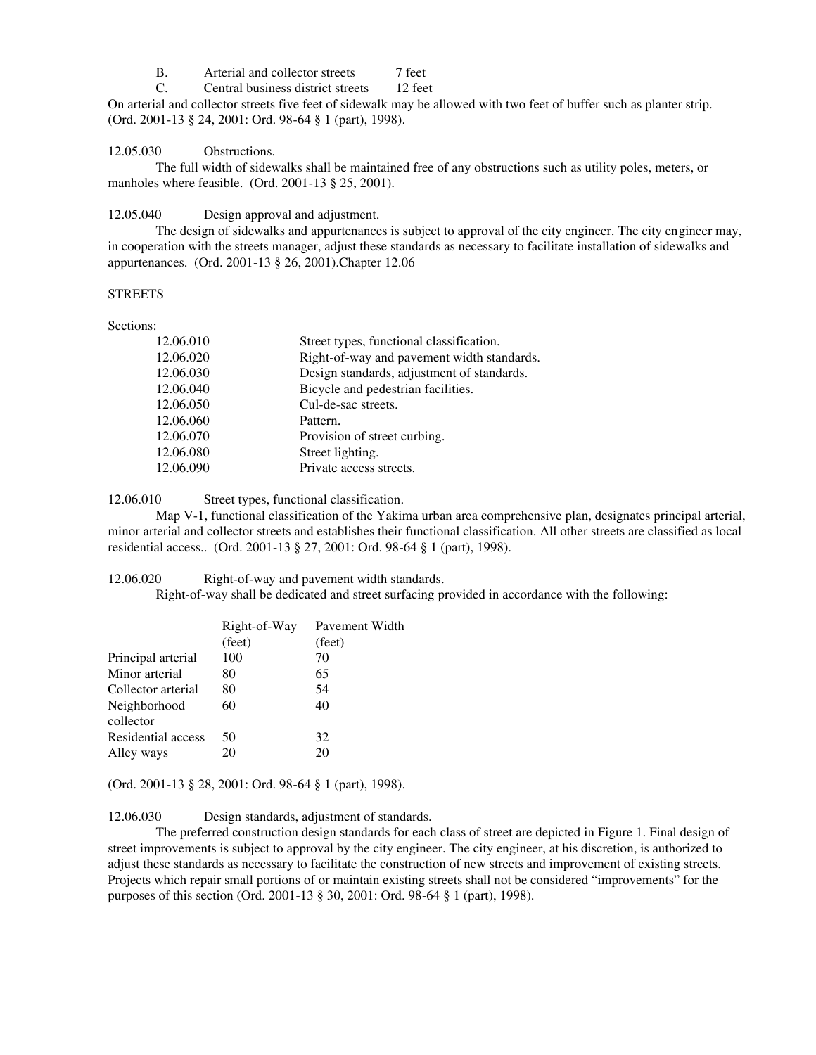B. Arterial and collector streets 7 feet

C. Central business district streets 12 feet

On arterial and collector streets five feet of sidewalk may be allowed with two feet of buffer such as planter strip. (Ord. 2001-13 § 24, 2001: Ord. 98-64 § 1 (part), 1998).

12.05.030 Obstructions.

The full width of sidewalks shall be maintained free of any obstructions such as utility poles, meters, or manholes where feasible. (Ord. 2001-13 § 25, 2001).

12.05.040 Design approval and adjustment.

The design of sidewalks and appurtenances is subject to approval of the city engineer. The city engineer may, in cooperation with the streets manager, adjust these standards as necessary to facilitate installation of sidewalks and appurtenances. (Ord. 2001-13 § 26, 2001).Chapter 12.06

STREETS

Sections:

| | |
|---|---|
| 12.06.010 | Street types, functional classification. |
| 12.06.020 | Right-of-way and pavement width standards. |
| 12.06.030 | Design standards, adjustment of standards. |
| 12.06.040 | Bicycle and pedestrian facilities. |
| 12.06.050 | Cul-de-sac streets. |
| 12.06.060 | Pattern. |
| 12.06.070 | Provision of street curbing. |
| 12.06.080 | Street lighting. |
| 12.06.090 | Private access streets. |

12.06.010 Street types, functional classification.

Map V-1, functional classification of the Yakima urban area comprehensive plan, designates principal arterial, minor arterial and collector streets and establishes their functional classification. All other streets are classified as local residential access.. (Ord. 2001-13 § 27, 2001: Ord. 98-64 § 1 (part), 1998).

12.06.020 Right-of-way and pavement width standards.

Right-of-way shall be dedicated and street surfacing provided in accordance with the following:

| | Right-of-Way (feet) | Pavement Width (feet) |
|---|---|---|
| Principal arterial | 100 | 70 |
| Minor arterial | 80 | 65 |
| Collector arterial | 80 | 54 |
| Neighborhood collector | 60 | 40 |
| Residential access | 50 | 32 |
| Alley ways | 20 | 20 |

(Ord. 2001-13 § 28, 2001: Ord. 98-64 § 1 (part), 1998).

12.06.030 Design standards, adjustment of standards.

The preferred construction design standards for each class of street are depicted in Figure 1. Final design of street improvements is subject to approval by the city engineer. The city engineer, at his discretion, is authorized to adjust these standards as necessary to facilitate the construction of new streets and improvement of existing streets. Projects which repair small portions of or maintain existing streets shall not be considered "improvements" for the purposes of this section (Ord. 2001-13 § 30, 2001: Ord. 98-64 § 1 (part), 1998).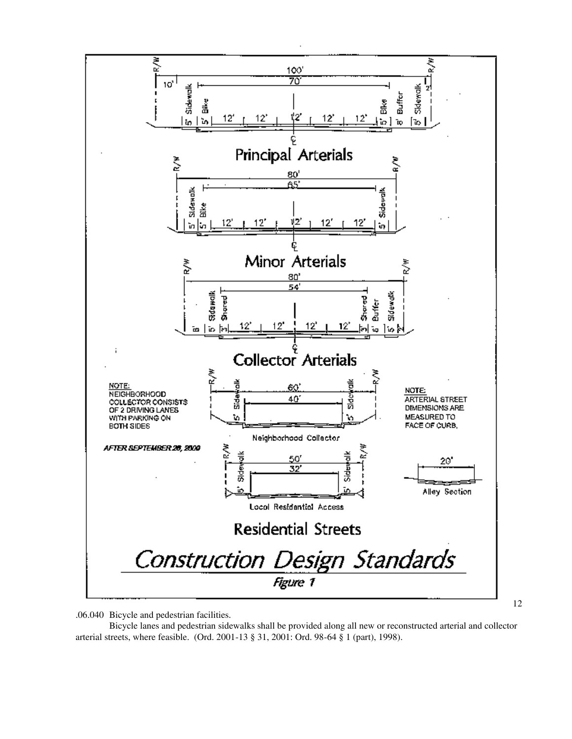Principal Arterials

Minor Arterials

Collector Arterials

NOTE: NEIGHBORHOOD COLLECTOR CONSISTS OF 2 DRIVING LANES WITH PARKING ON BOTH SIDES

NOTE: ARTERIAL STREET DIMENSIONS ARE MEASURED TO FACE OF CURB.

Neighborhood Collector

*AFTER SEPTEMBER 28, 2000*

Local Residential Access

Alley Section

Residential Streets

*Construction Design Standards*

*Figure 1*

.06.040 Bicycle and pedestrian facilities.

Bicycle lanes and pedestrian sidewalks shall be provided along all new or reconstructed arterial and collector arterial streets, where feasible. (Ord. 2001-13 § 31, 2001: Ord. 98-64 § 1 (part), 1998).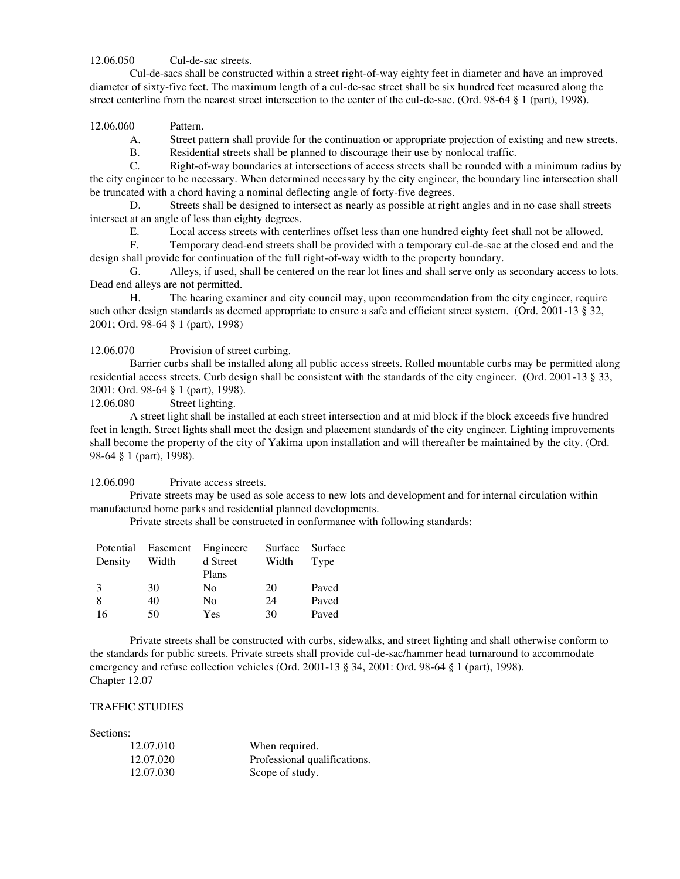12.06.050 Cul-de-sac streets.

Cul-de-sacs shall be constructed within a street right-of-way eighty feet in diameter and have an improved diameter of sixty-five feet. The maximum length of a cul-de-sac street shall be six hundred feet measured along the street centerline from the nearest street intersection to the center of the cul-de-sac. (Ord. 98-64 § 1 (part), 1998).

12.06.060 Pattern.

A. Street pattern shall provide for the continuation or appropriate projection of existing and new streets.

B. Residential streets shall be planned to discourage their use by nonlocal traffic.

C. Right-of-way boundaries at intersections of access streets shall be rounded with a minimum radius by the city engineer to be necessary. When determined necessary by the city engineer, the boundary line intersection shall be truncated with a chord having a nominal deflecting angle of forty-five degrees.

D. Streets shall be designed to intersect as nearly as possible at right angles and in no case shall streets intersect at an angle of less than eighty degrees.

E. Local access streets with centerlines offset less than one hundred eighty feet shall not be allowed.

F. Temporary dead-end streets shall be provided with a temporary cul-de-sac at the closed end and the design shall provide for continuation of the full right-of-way width to the property boundary.

G. Alleys, if used, shall be centered on the rear lot lines and shall serve only as secondary access to lots. Dead end alleys are not permitted.

H. The hearing examiner and city council may, upon recommendation from the city engineer, require such other design standards as deemed appropriate to ensure a safe and efficient street system. (Ord. 2001-13 § 32, 2001; Ord. 98-64 § 1 (part), 1998)

12.06.070 Provision of street curbing.

Barrier curbs shall be installed along all public access streets. Rolled mountable curbs may be permitted along residential access streets. Curb design shall be consistent with the standards of the city engineer. (Ord. 2001-13 § 33, 2001: Ord. 98-64 § 1 (part), 1998).

12.06.080 Street lighting.

A street light shall be installed at each street intersection and at mid block if the block exceeds five hundred feet in length. Street lights shall meet the design and placement standards of the city engineer. Lighting improvements shall become the property of the city of Yakima upon installation and will thereafter be maintained by the city. (Ord. 98-64 § 1 (part), 1998).

12.06.090 Private access streets.

Private streets may be used as sole access to new lots and development and for internal circulation within manufactured home parks and residential planned developments.

Private streets shall be constructed in conformance with following standards:

| Potential Density | Easement Width | Engineered Street Plans | Surface Width | Surface Type |
|---|---|---|---|---|
| 3 | 30 | No | 20 | Paved |
| 8 | 40 | No | 24 | Paved |
| 16 | 50 | Yes | 30 | Paved |

Private streets shall be constructed with curbs, sidewalks, and street lighting and shall otherwise conform to the standards for public streets. Private streets shall provide cul-de-sac/hammer head turnaround to accommodate emergency and refuse collection vehicles (Ord. 2001-13 § 34, 2001: Ord. 98-64 § 1 (part), 1998).

Chapter 12.07

TRAFFIC STUDIES

Sections:

| | |
|---|---|
| 12.07.010 | When required. |
| 12.07.020 | Professional qualifications. |
| 12.07.030 | Scope of study. |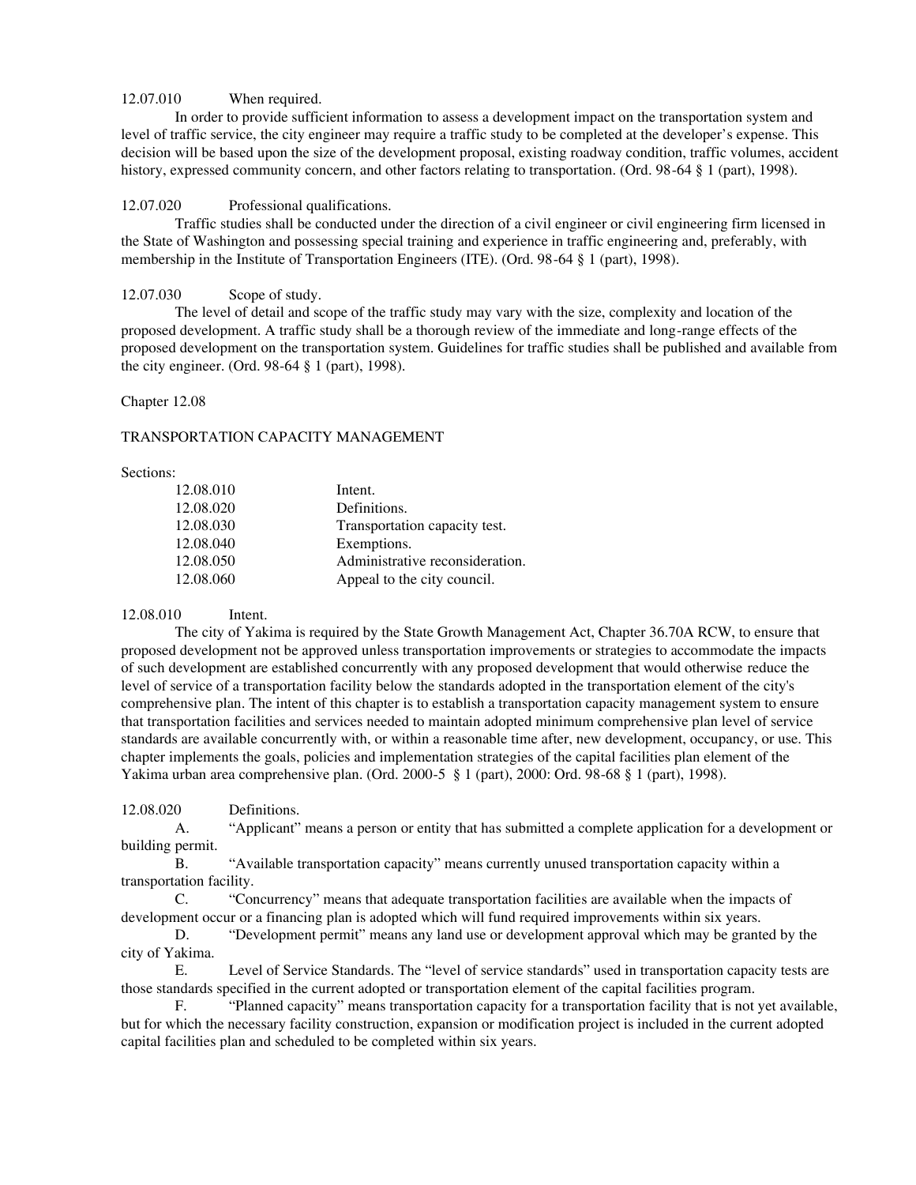12.07.010 When required.

In order to provide sufficient information to assess a development impact on the transportation system and level of traffic service, the city engineer may require a traffic study to be completed at the developer's expense. This decision will be based upon the size of the development proposal, existing roadway condition, traffic volumes, accident history, expressed community concern, and other factors relating to transportation. (Ord. 98-64 § 1 (part), 1998).

12.07.020 Professional qualifications.

Traffic studies shall be conducted under the direction of a civil engineer or civil engineering firm licensed in the State of Washington and possessing special training and experience in traffic engineering and, preferably, with membership in the Institute of Transportation Engineers (ITE). (Ord. 98-64 § 1 (part), 1998).

12.07.030 Scope of study.

The level of detail and scope of the traffic study may vary with the size, complexity and location of the proposed development. A traffic study shall be a thorough review of the immediate and long-range effects of the proposed development on the transportation system. Guidelines for traffic studies shall be published and available from the city engineer. (Ord. 98-64 § 1 (part), 1998).

Chapter 12.08

TRANSPORTATION CAPACITY MANAGEMENT

Sections:

| | |
|---|---|
| 12.08.010 | Intent. |
| 12.08.020 | Definitions. |
| 12.08.030 | Transportation capacity test. |
| 12.08.040 | Exemptions. |
| 12.08.050 | Administrative reconsideration. |
| 12.08.060 | Appeal to the city council. |

12.08.010 Intent.

The city of Yakima is required by the State Growth Management Act, Chapter 36.70A RCW, to ensure that proposed development not be approved unless transportation improvements or strategies to accommodate the impacts of such development are established concurrently with any proposed development that would otherwise reduce the level of service of a transportation facility below the standards adopted in the transportation element of the city's comprehensive plan. The intent of this chapter is to establish a transportation capacity management system to ensure that transportation facilities and services needed to maintain adopted minimum comprehensive plan level of service standards are available concurrently with, or within a reasonable time after, new development, occupancy, or use. This chapter implements the goals, policies and implementation strategies of the capital facilities plan element of the Yakima urban area comprehensive plan. (Ord. 2000-5 § 1 (part), 2000: Ord. 98-68 § 1 (part), 1998).

12.08.020 Definitions.

A. "Applicant" means a person or entity that has submitted a complete application for a development or building permit.

B. "Available transportation capacity" means currently unused transportation capacity within a transportation facility.

C. "Concurrency" means that adequate transportation facilities are available when the impacts of development occur or a financing plan is adopted which will fund required improvements within six years.

D. "Development permit" means any land use or development approval which may be granted by the city of Yakima.

E. Level of Service Standards. The "level of service standards" used in transportation capacity tests are those standards specified in the current adopted or transportation element of the capital facilities program.

F. "Planned capacity" means transportation capacity for a transportation facility that is not yet available, but for which the necessary facility construction, expansion or modification project is included in the current adopted capital facilities plan and scheduled to be completed within six years.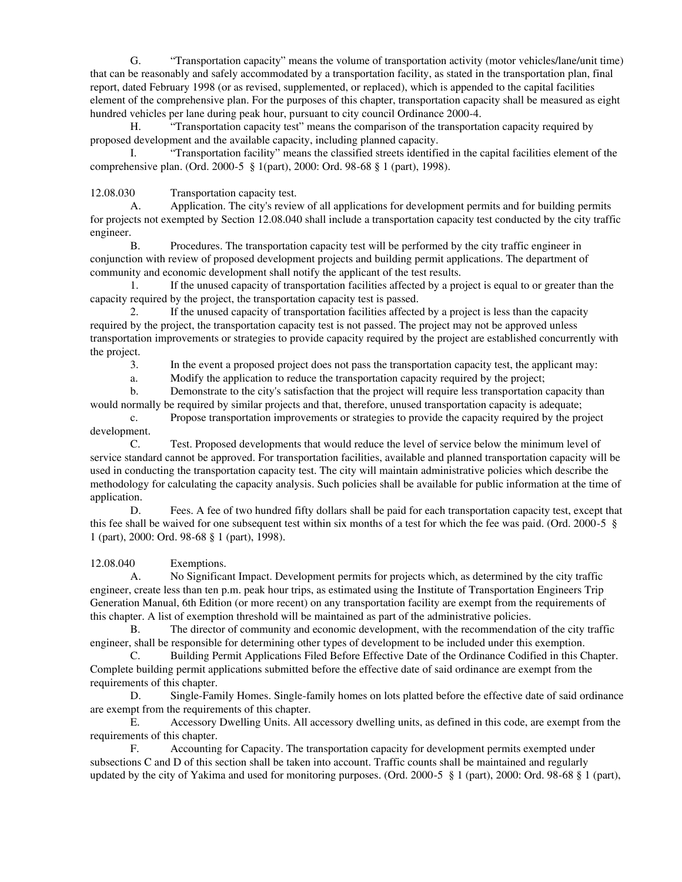G. "Transportation capacity" means the volume of transportation activity (motor vehicles/lane/unit time) that can be reasonably and safely accommodated by a transportation facility, as stated in the transportation plan, final report, dated February 1998 (or as revised, supplemented, or replaced), which is appended to the capital facilities element of the comprehensive plan. For the purposes of this chapter, transportation capacity shall be measured as eight hundred vehicles per lane during peak hour, pursuant to city council Ordinance 2000-4.

H. "Transportation capacity test" means the comparison of the transportation capacity required by proposed development and the available capacity, including planned capacity.

I. "Transportation facility" means the classified streets identified in the capital facilities element of the comprehensive plan. (Ord. 2000-5 § 1(part), 2000: Ord. 98-68 § 1 (part), 1998).

12.08.030 Transportation capacity test.

A. Application. The city's review of all applications for development permits and for building permits for projects not exempted by Section 12.08.040 shall include a transportation capacity test conducted by the city traffic engineer.

B. Procedures. The transportation capacity test will be performed by the city traffic engineer in conjunction with review of proposed development projects and building permit applications. The department of community and economic development shall notify the applicant of the test results.

1. If the unused capacity of transportation facilities affected by a project is equal to or greater than the capacity required by the project, the transportation capacity test is passed.

2. If the unused capacity of transportation facilities affected by a project is less than the capacity required by the project, the transportation capacity test is not passed. The project may not be approved unless transportation improvements or strategies to provide capacity required by the project are established concurrently with the project.

3. In the event a proposed project does not pass the transportation capacity test, the applicant may:

a. Modify the application to reduce the transportation capacity required by the project;

b. Demonstrate to the city's satisfaction that the project will require less transportation capacity than would normally be required by similar projects and that, therefore, unused transportation capacity is adequate;

c. Propose transportation improvements or strategies to provide the capacity required by the project development.

C. Test. Proposed developments that would reduce the level of service below the minimum level of service standard cannot be approved. For transportation facilities, available and planned transportation capacity will be used in conducting the transportation capacity test. The city will maintain administrative policies which describe the methodology for calculating the capacity analysis. Such policies shall be available for public information at the time of application.

D. Fees. A fee of two hundred fifty dollars shall be paid for each transportation capacity test, except that this fee shall be waived for one subsequent test within six months of a test for which the fee was paid. (Ord. 2000-5 § 1 (part), 2000: Ord. 98-68 § 1 (part), 1998).

12.08.040 Exemptions.

A. No Significant Impact. Development permits for projects which, as determined by the city traffic engineer, create less than ten p.m. peak hour trips, as estimated using the Institute of Transportation Engineers Trip Generation Manual, 6th Edition (or more recent) on any transportation facility are exempt from the requirements of this chapter. A list of exemption threshold will be maintained as part of the administrative policies.

B. The director of community and economic development, with the recommendation of the city traffic engineer, shall be responsible for determining other types of development to be included under this exemption.

C. Building Permit Applications Filed Before Effective Date of the Ordinance Codified in this Chapter. Complete building permit applications submitted before the effective date of said ordinance are exempt from the requirements of this chapter.

D. Single-Family Homes. Single-family homes on lots platted before the effective date of said ordinance are exempt from the requirements of this chapter.

E. Accessory Dwelling Units. All accessory dwelling units, as defined in this code, are exempt from the requirements of this chapter.

F. Accounting for Capacity. The transportation capacity for development permits exempted under subsections C and D of this section shall be taken into account. Traffic counts shall be maintained and regularly updated by the city of Yakima and used for monitoring purposes. (Ord. 2000-5 § 1 (part), 2000: Ord. 98-68 § 1 (part),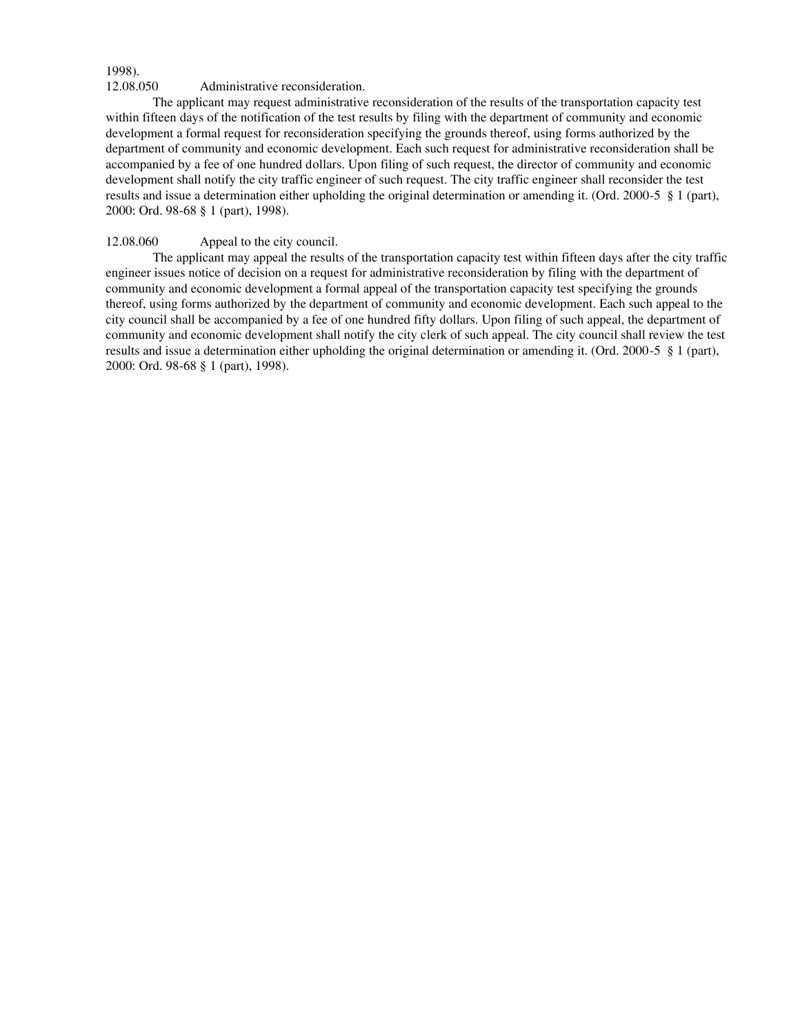1998).

12.08.050 Administrative reconsideration.

The applicant may request administrative reconsideration of the results of the transportation capacity test within fifteen days of the notification of the test results by filing with the department of community and economic development a formal request for reconsideration specifying the grounds thereof, using forms authorized by the department of community and economic development. Each such request for administrative reconsideration shall be accompanied by a fee of one hundred dollars. Upon filing of such request, the director of community and economic development shall notify the city traffic engineer of such request. The city traffic engineer shall reconsider the test results and issue a determination either upholding the original determination or amending it. (Ord. 2000-5 § 1 (part), 2000: Ord. 98-68 § 1 (part), 1998).

12.08.060 Appeal to the city council.

The applicant may appeal the results of the transportation capacity test within fifteen days after the city traffic engineer issues notice of decision on a request for administrative reconsideration by filing with the department of community and economic development a formal appeal of the transportation capacity test specifying the grounds thereof, using forms authorized by the department of community and economic development. Each such appeal to the city council shall be accompanied by a fee of one hundred fifty dollars. Upon filing of such appeal, the department of community and economic development shall notify the city clerk of such appeal. The city council shall review the test results and issue a determination either upholding the original determination or amending it. (Ord. 2000-5 § 1 (part), 2000: Ord. 98-68 § 1 (part), 1998).